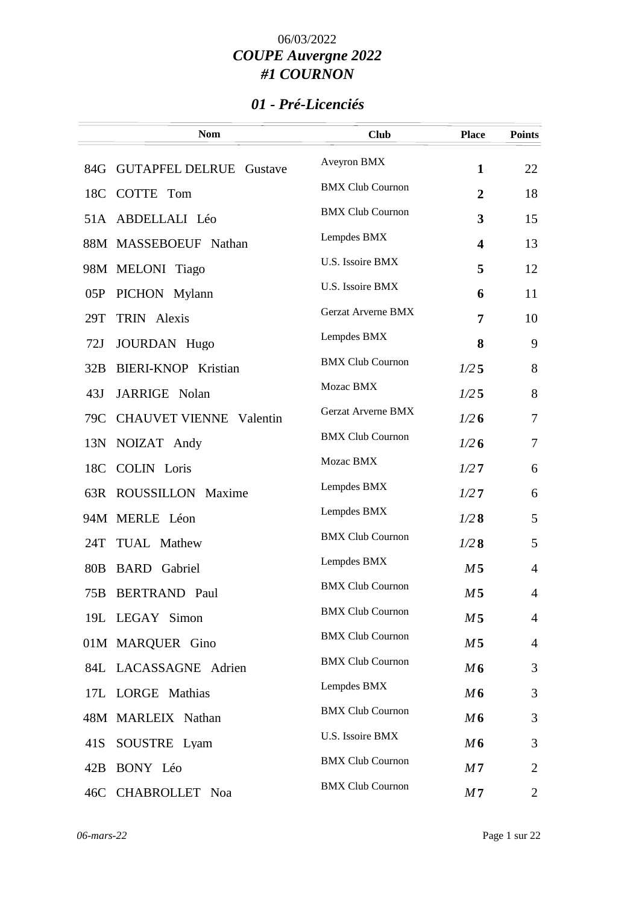06/03/2022

# COUPE Auvergne 2022
# #1 COURNON

## 01 - Pré-Licenciés

| | Nom | Club | Place | Points |
|---|---|---|---|---|
| 84G | GUTAPFEL DELRUE Gustave | Aveyron BMX | **1** | 22 |
| 18C | COTTE Tom | BMX Club Cournon | **2** | 18 |
| 51A | ABDELLALI Léo | BMX Club Cournon | **3** | 15 |
| 88M | MASSEBOEUF Nathan | Lempdes BMX | **4** | 13 |
| 98M | MELONI Tiago | U.S. Issoire BMX | **5** | 12 |
| 05P | PICHON Mylann | U.S. Issoire BMX | **6** | 11 |
| 29T | TRIN Alexis | Gerzat Arverne BMX | **7** | 10 |
| 72J | JOURDAN Hugo | Lempdes BMX | **8** | 9 |
| 32B | BIERI-KNOP Kristian | BMX Club Cournon | *1/2* **5** | 8 |
| 43J | JARRIGE Nolan | Mozac BMX | *1/2* **5** | 8 |
| 79C | CHAUVET VIENNE Valentin | Gerzat Arverne BMX | *1/2* **6** | 7 |
| 13N | NOIZAT Andy | BMX Club Cournon | *1/2* **6** | 7 |
| 18C | COLIN Loris | Mozac BMX | *1/2* **7** | 6 |
| 63R | ROUSSILLON Maxime | Lempdes BMX | *1/2* **7** | 6 |
| 94M | MERLE Léon | Lempdes BMX | *1/2* **8** | 5 |
| 24T | TUAL Mathew | BMX Club Cournon | *1/2* **8** | 5 |
| 80B | BARD Gabriel | Lempdes BMX | *M* **5** | 4 |
| 75B | BERTRAND Paul | BMX Club Cournon | *M* **5** | 4 |
| 19L | LEGAY Simon | BMX Club Cournon | *M* **5** | 4 |
| 01M | MARQUER Gino | BMX Club Cournon | *M* **5** | 4 |
| 84L | LACASSAGNE Adrien | BMX Club Cournon | *M* **6** | 3 |
| 17L | LORGE Mathias | Lempdes BMX | *M* **6** | 3 |
| 48M | MARLEIX Nathan | BMX Club Cournon | *M* **6** | 3 |
| 41S | SOUSTRE Lyam | U.S. Issoire BMX | *M* **6** | 3 |
| 42B | BONY Léo | BMX Club Cournon | *M* **7** | 2 |
| 46C | CHABROLLET Noa | BMX Club Cournon | *M* **7** | 2 |

*06-mars-22*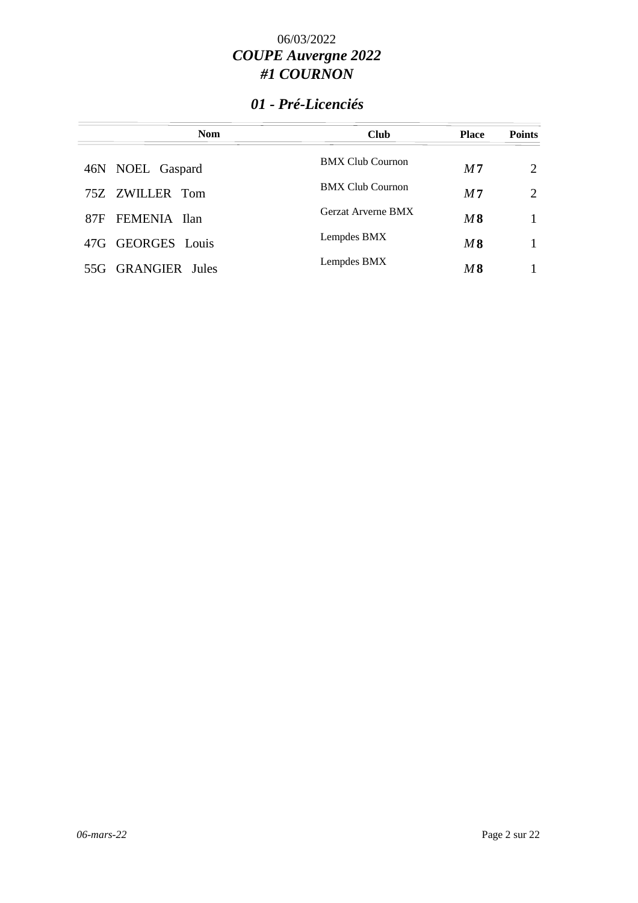06/03/2022

# *COUPE Auvergne 2022*
# *#1 COURNON*

## *01 - Pré-Licenciés*

| Nom | Club | Place | Points |
|---|---|---|---|
| 46N NOEL Gaspard | BMX Club Cournon | *M* **7** | 2 |
| 75Z ZWILLER Tom | BMX Club Cournon | *M* **7** | 2 |
| 87F FEMENIA Ilan | Gerzat Arverne BMX | *M* **8** | 1 |
| 47G GEORGES Louis | Lempdes BMX | *M* **8** | 1 |
| 55G GRANGIER Jules | Lempdes BMX | *M* **8** | 1 |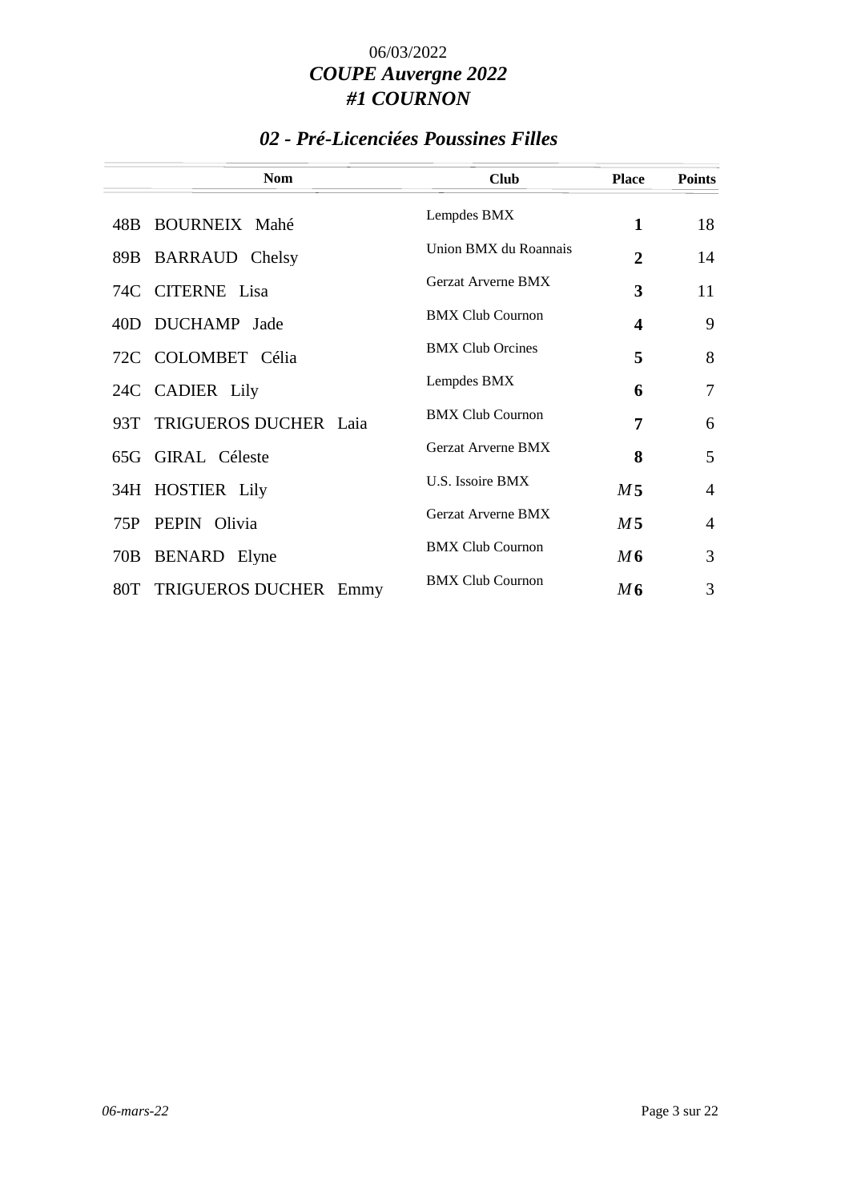06/03/2022

# *COUPE Auvergne 2022*
# *#1 COURNON*

## *02 - Pré-Licenciées Poussines Filles*

| | Nom | Club | Place | Points |
|---|---|---|---|---|
| 48B | BOURNEIX Mahé | Lempdes BMX | **1** | 18 |
| 89B | BARRAUD Chelsy | Union BMX du Roannais | **2** | 14 |
| 74C | CITERNE Lisa | Gerzat Arverne BMX | **3** | 11 |
| 40D | DUCHAMP Jade | BMX Club Cournon | **4** | 9 |
| 72C | COLOMBET Célia | BMX Club Orcines | **5** | 8 |
| 24C | CADIER Lily | Lempdes BMX | **6** | 7 |
| 93T | TRIGUEROS DUCHER Laia | BMX Club Cournon | **7** | 6 |
| 65G | GIRAL Céleste | Gerzat Arverne BMX | **8** | 5 |
| 34H | HOSTIER Lily | U.S. Issoire BMX | *M* **5** | 4 |
| 75P | PEPIN Olivia | Gerzat Arverne BMX | *M* **5** | 4 |
| 70B | BENARD Elyne | BMX Club Cournon | *M* **6** | 3 |
| 80T | TRIGUEROS DUCHER Emmy | BMX Club Cournon | *M* **6** | 3 |

*06-mars-22*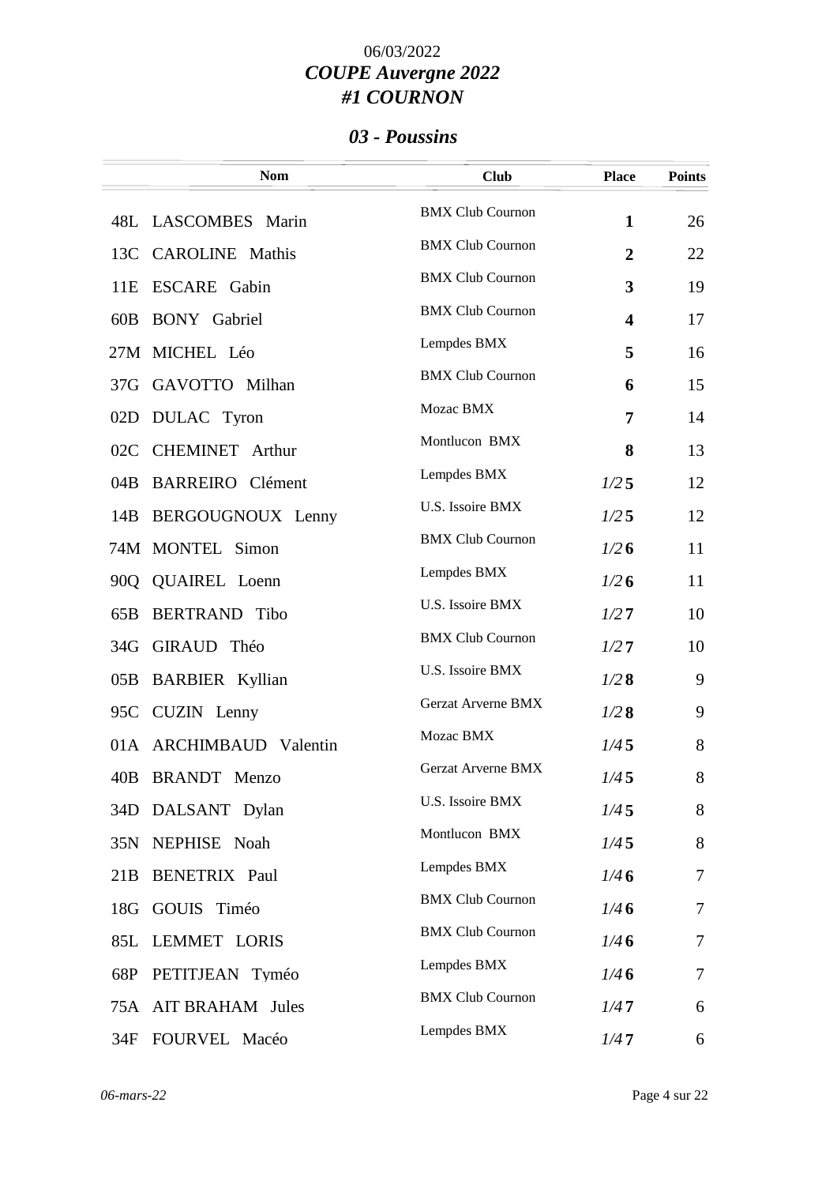06/03/2022

# *COUPE Auvergne 2022*
# *#1 COURNON*

## *03 - Poussins*

| | Nom | Club | Place | Points |
|---|---|---|---|---|
| 48L | LASCOMBES Marin | BMX Club Cournon | **1** | 26 |
| 13C | CAROLINE Mathis | BMX Club Cournon | **2** | 22 |
| 11E | ESCARE Gabin | BMX Club Cournon | **3** | 19 |
| 60B | BONY Gabriel | BMX Club Cournon | **4** | 17 |
| 27M | MICHEL Léo | Lempdes BMX | **5** | 16 |
| 37G | GAVOTTO Milhan | BMX Club Cournon | **6** | 15 |
| 02D | DULAC Tyron | Mozac BMX | **7** | 14 |
| 02C | CHEMINET Arthur | Montlucon BMX | **8** | 13 |
| 04B | BARREIRO Clément | Lempdes BMX | *1/2* **5** | 12 |
| 14B | BERGOUGNOUX Lenny | U.S. Issoire BMX | *1/2* **5** | 12 |
| 74M | MONTEL Simon | BMX Club Cournon | *1/2* **6** | 11 |
| 90Q | QUAIREL Loenn | Lempdes BMX | *1/2* **6** | 11 |
| 65B | BERTRAND Tibo | U.S. Issoire BMX | *1/2* **7** | 10 |
| 34G | GIRAUD Théo | BMX Club Cournon | *1/2* **7** | 10 |
| 05B | BARBIER Kyllian | U.S. Issoire BMX | *1/2* **8** | 9 |
| 95C | CUZIN Lenny | Gerzat Arverne BMX | *1/2* **8** | 9 |
| 01A | ARCHIMBAUD Valentin | Mozac BMX | *1/4* **5** | 8 |
| 40B | BRANDT Menzo | Gerzat Arverne BMX | *1/4* **5** | 8 |
| 34D | DALSANT Dylan | U.S. Issoire BMX | *1/4* **5** | 8 |
| 35N | NEPHISE Noah | Montlucon BMX | *1/4* **5** | 8 |
| 21B | BENETRIX Paul | Lempdes BMX | *1/4* **6** | 7 |
| 18G | GOUIS Timéo | BMX Club Cournon | *1/4* **6** | 7 |
| 85L | LEMMET LORIS | BMX Club Cournon | *1/4* **6** | 7 |
| 68P | PETITJEAN Tyméo | Lempdes BMX | *1/4* **6** | 7 |
| 75A | AIT BRAHAM Jules | BMX Club Cournon | *1/4* **7** | 6 |
| 34F | FOURVEL Macéo | Lempdes BMX | *1/4* **7** | 6 |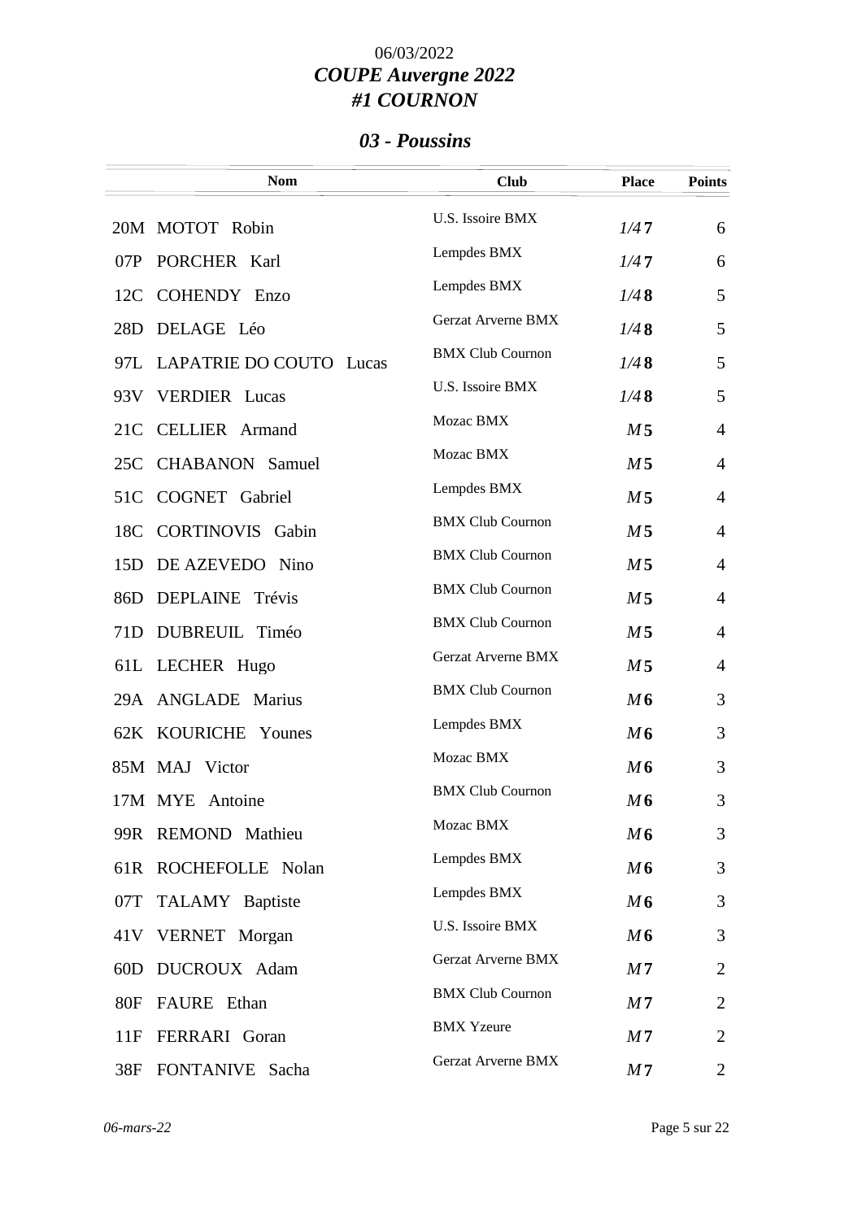06/03/2022

**_COUPE Auvergne 2022_**

**_#1 COURNON_**

## _03 - Poussins_

| | Nom | Club | Place | Points |
|---|---|---|---|---|
| 20M | MOTOT Robin | U.S. Issoire BMX | _1/4_ **7** | 6 |
| 07P | PORCHER Karl | Lempdes BMX | _1/4_ **7** | 6 |
| 12C | COHENDY Enzo | Lempdes BMX | _1/4_ **8** | 5 |
| 28D | DELAGE Léo | Gerzat Arverne BMX | _1/4_ **8** | 5 |
| 97L | LAPATRIE DO COUTO Lucas | BMX Club Cournon | _1/4_ **8** | 5 |
| 93V | VERDIER Lucas | U.S. Issoire BMX | _1/4_ **8** | 5 |
| 21C | CELLIER Armand | Mozac BMX | _M_ **5** | 4 |
| 25C | CHABANON Samuel | Mozac BMX | _M_ **5** | 4 |
| 51C | COGNET Gabriel | Lempdes BMX | _M_ **5** | 4 |
| 18C | CORTINOVIS Gabin | BMX Club Cournon | _M_ **5** | 4 |
| 15D | DE AZEVEDO Nino | BMX Club Cournon | _M_ **5** | 4 |
| 86D | DEPLAINE Trévis | BMX Club Cournon | _M_ **5** | 4 |
| 71D | DUBREUIL Timéo | BMX Club Cournon | _M_ **5** | 4 |
| 61L | LECHER Hugo | Gerzat Arverne BMX | _M_ **5** | 4 |
| 29A | ANGLADE Marius | BMX Club Cournon | _M_ **6** | 3 |
| 62K | KOURICHE Younes | Lempdes BMX | _M_ **6** | 3 |
| 85M | MAJ Victor | Mozac BMX | _M_ **6** | 3 |
| 17M | MYE Antoine | BMX Club Cournon | _M_ **6** | 3 |
| 99R | REMOND Mathieu | Mozac BMX | _M_ **6** | 3 |
| 61R | ROCHEFOLLE Nolan | Lempdes BMX | _M_ **6** | 3 |
| 07T | TALAMY Baptiste | Lempdes BMX | _M_ **6** | 3 |
| 41V | VERNET Morgan | U.S. Issoire BMX | _M_ **6** | 3 |
| 60D | DUCROUX Adam | Gerzat Arverne BMX | _M_ **7** | 2 |
| 80F | FAURE Ethan | BMX Club Cournon | _M_ **7** | 2 |
| 11F | FERRARI Goran | BMX Yzeure | _M_ **7** | 2 |
| 38F | FONTANIVE Sacha | Gerzat Arverne BMX | _M_ **7** | 2 |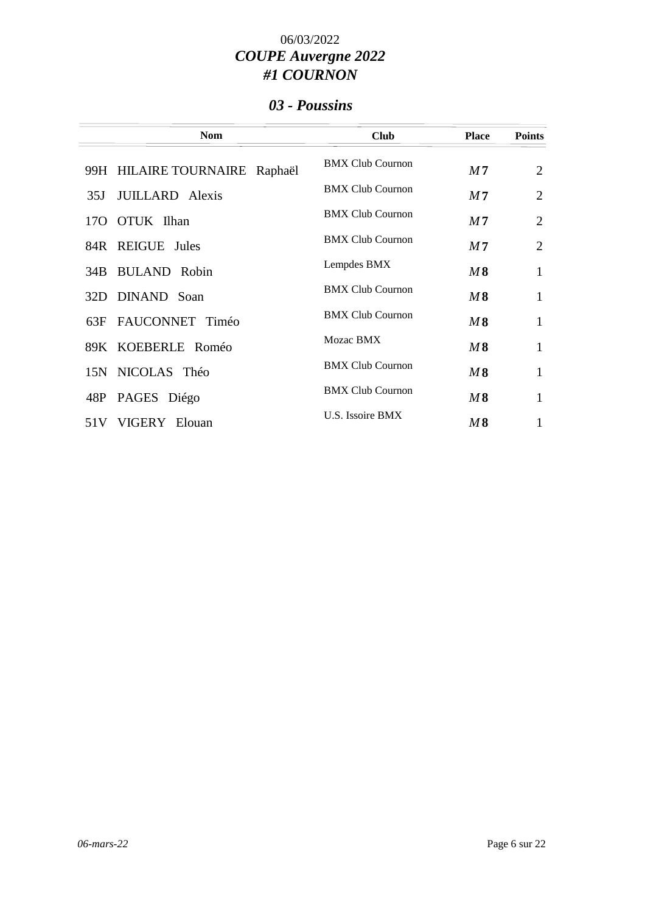06/03/2022

# *COUPE Auvergne 2022*
# *#1 COURNON*

## *03 - Poussins*

| | Nom | Club | Place | Points |
|---|---|---|---|---|
| 99H | HILAIRE TOURNAIRE Raphaël | BMX Club Cournon | *M* **7** | 2 |
| 35J | JUILLARD Alexis | BMX Club Cournon | *M* **7** | 2 |
| 17O | OTUK Ilhan | BMX Club Cournon | *M* **7** | 2 |
| 84R | REIGUE Jules | BMX Club Cournon | *M* **7** | 2 |
| 34B | BULAND Robin | Lempdes BMX | *M* **8** | 1 |
| 32D | DINAND Soan | BMX Club Cournon | *M* **8** | 1 |
| 63F | FAUCONNET Timéo | BMX Club Cournon | *M* **8** | 1 |
| 89K | KOEBERLE Roméo | Mozac BMX | *M* **8** | 1 |
| 15N | NICOLAS Théo | BMX Club Cournon | *M* **8** | 1 |
| 48P | PAGES Diégo | BMX Club Cournon | *M* **8** | 1 |
| 51V | VIGERY Elouan | U.S. Issoire BMX | *M* **8** | 1 |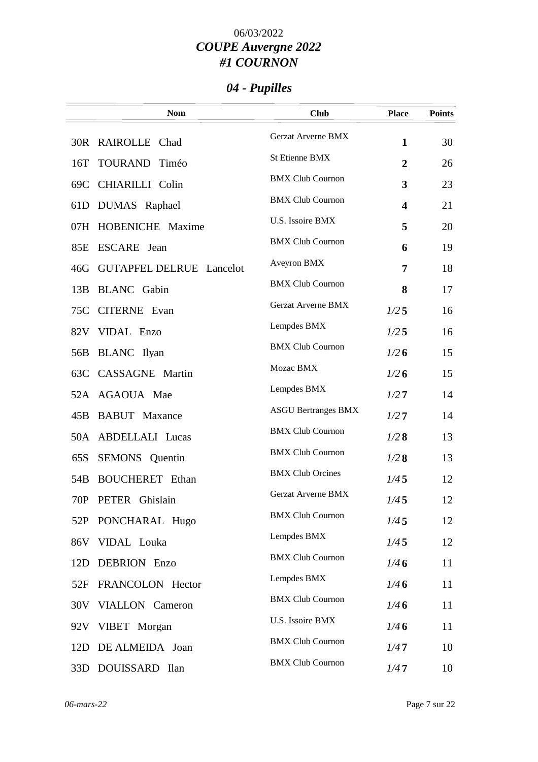06/03/2022

# *COUPE Auvergne 2022*
# *#1 COURNON*

## *04 - Pupilles*

| | Nom | Club | Place | Points |
|---|---|---|---|---|
| 30R | RAIROLLE Chad | Gerzat Arverne BMX | **1** | 30 |
| 16T | TOURAND Timéo | St Etienne BMX | **2** | 26 |
| 69C | CHIARILLI Colin | BMX Club Cournon | **3** | 23 |
| 61D | DUMAS Raphael | BMX Club Cournon | **4** | 21 |
| 07H | HOBENICHE Maxime | U.S. Issoire BMX | **5** | 20 |
| 85E | ESCARE Jean | BMX Club Cournon | **6** | 19 |
| 46G | GUTAPFEL DELRUE Lancelot | Aveyron BMX | **7** | 18 |
| 13B | BLANC Gabin | BMX Club Cournon | **8** | 17 |
| 75C | CITERNE Evan | Gerzat Arverne BMX | *1/2* **5** | 16 |
| 82V | VIDAL Enzo | Lempdes BMX | *1/2* **5** | 16 |
| 56B | BLANC Ilyan | BMX Club Cournon | *1/2* **6** | 15 |
| 63C | CASSAGNE Martin | Mozac BMX | *1/2* **6** | 15 |
| 52A | AGAOUA Mae | Lempdes BMX | *1/2* **7** | 14 |
| 45B | BABUT Maxance | ASGU Bertranges BMX | *1/2* **7** | 14 |
| 50A | ABDELLALI Lucas | BMX Club Cournon | *1/2* **8** | 13 |
| 65S | SEMONS Quentin | BMX Club Cournon | *1/2* **8** | 13 |
| 54B | BOUCHERET Ethan | BMX Club Orcines | *1/4* **5** | 12 |
| 70P | PETER Ghislain | Gerzat Arverne BMX | *1/4* **5** | 12 |
| 52P | PONCHARAL Hugo | BMX Club Cournon | *1/4* **5** | 12 |
| 86V | VIDAL Louka | Lempdes BMX | *1/4* **5** | 12 |
| 12D | DEBRION Enzo | BMX Club Cournon | *1/4* **6** | 11 |
| 52F | FRANCOLON Hector | Lempdes BMX | *1/4* **6** | 11 |
| 30V | VIALLON Cameron | BMX Club Cournon | *1/4* **6** | 11 |
| 92V | VIBET Morgan | U.S. Issoire BMX | *1/4* **6** | 11 |
| 12D | DE ALMEIDA Joan | BMX Club Cournon | *1/4* **7** | 10 |
| 33D | DOUISSARD Ilan | BMX Club Cournon | *1/4* **7** | 10 |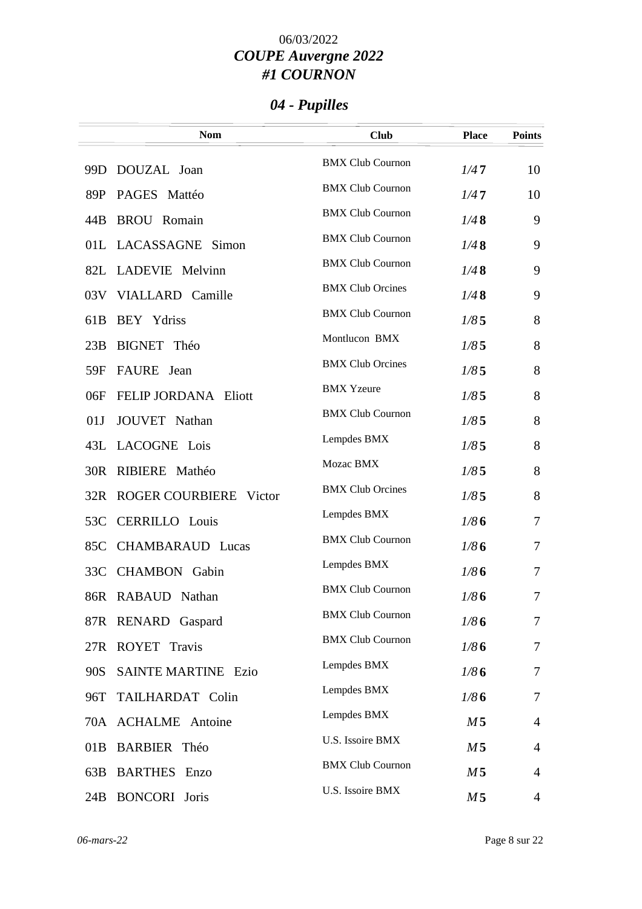06/03/2022

# *COUPE Auvergne 2022*
# *#1 COURNON*

## *04 - Pupilles*

| | Nom | Club | Place | Points |
|---|---|---|---|---|
| 99D | DOUZAL Joan | BMX Club Cournon | *1/4* **7** | 10 |
| 89P | PAGES Mattéo | BMX Club Cournon | *1/4* **7** | 10 |
| 44B | BROU Romain | BMX Club Cournon | *1/4* **8** | 9 |
| 01L | LACASSAGNE Simon | BMX Club Cournon | *1/4* **8** | 9 |
| 82L | LADEVIE Melvinn | BMX Club Cournon | *1/4* **8** | 9 |
| 03V | VIALLARD Camille | BMX Club Orcines | *1/4* **8** | 9 |
| 61B | BEY Ydriss | BMX Club Cournon | *1/8* **5** | 8 |
| 23B | BIGNET Théo | Montlucon BMX | *1/8* **5** | 8 |
| 59F | FAURE Jean | BMX Club Orcines | *1/8* **5** | 8 |
| 06F | FELIP JORDANA Eliott | BMX Yzeure | *1/8* **5** | 8 |
| 01J | JOUVET Nathan | BMX Club Cournon | *1/8* **5** | 8 |
| 43L | LACOGNE Lois | Lempdes BMX | *1/8* **5** | 8 |
| 30R | RIBIERE Mathéo | Mozac BMX | *1/8* **5** | 8 |
| 32R | ROGER COURBIERE Victor | BMX Club Orcines | *1/8* **5** | 8 |
| 53C | CERRILLO Louis | Lempdes BMX | *1/8* **6** | 7 |
| 85C | CHAMBARAUD Lucas | BMX Club Cournon | *1/8* **6** | 7 |
| 33C | CHAMBON Gabin | Lempdes BMX | *1/8* **6** | 7 |
| 86R | RABAUD Nathan | BMX Club Cournon | *1/8* **6** | 7 |
| 87R | RENARD Gaspard | BMX Club Cournon | *1/8* **6** | 7 |
| 27R | ROYET Travis | BMX Club Cournon | *1/8* **6** | 7 |
| 90S | SAINTE MARTINE Ezio | Lempdes BMX | *1/8* **6** | 7 |
| 96T | TAILHARDAT Colin | Lempdes BMX | *1/8* **6** | 7 |
| 70A | ACHALME Antoine | Lempdes BMX | *M* **5** | 4 |
| 01B | BARBIER Théo | U.S. Issoire BMX | *M* **5** | 4 |
| 63B | BARTHES Enzo | BMX Club Cournon | *M* **5** | 4 |
| 24B | BONCORI Joris | U.S. Issoire BMX | *M* **5** | 4 |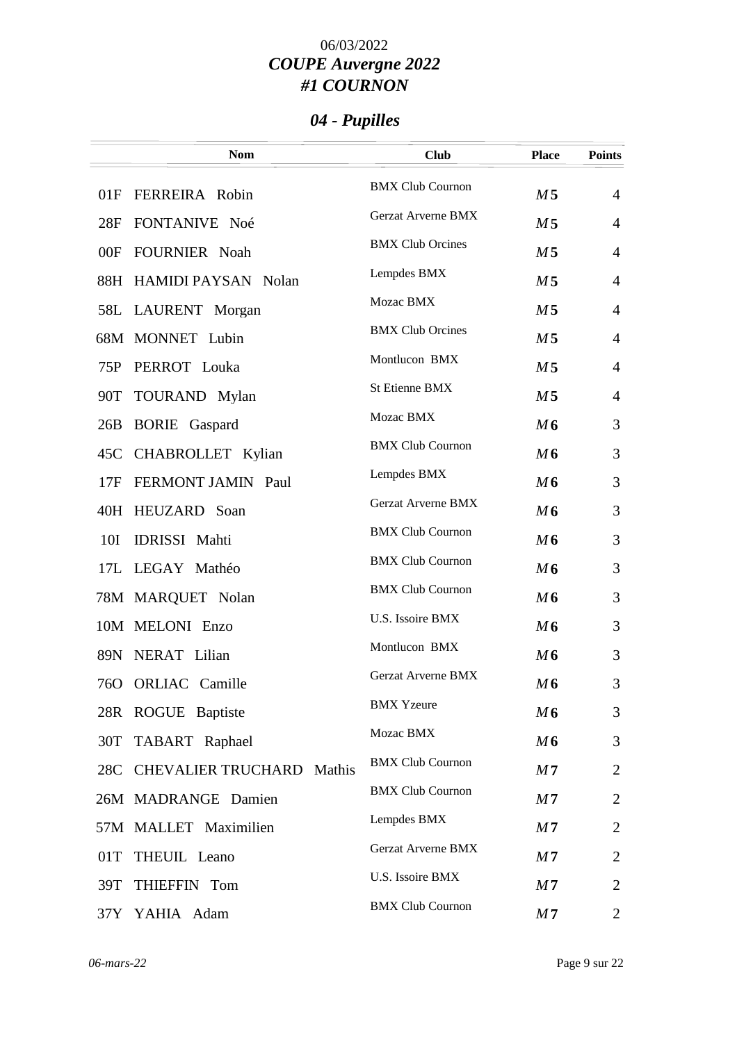06/03/2022

## *COUPE Auvergne 2022*
## *#1 COURNON*

### *04 - Pupilles*

| | Nom | Club | Place | Points |
|---|---|---|---|---|
| 01F | FERREIRA Robin | BMX Club Cournon | *M* **5** | 4 |
| 28F | FONTANIVE Noé | Gerzat Arverne BMX | *M* **5** | 4 |
| 00F | FOURNIER Noah | BMX Club Orcines | *M* **5** | 4 |
| 88H | HAMIDI PAYSAN Nolan | Lempdes BMX | *M* **5** | 4 |
| 58L | LAURENT Morgan | Mozac BMX | *M* **5** | 4 |
| 68M | MONNET Lubin | BMX Club Orcines | *M* **5** | 4 |
| 75P | PERROT Louka | Montlucon BMX | *M* **5** | 4 |
| 90T | TOURAND Mylan | St Etienne BMX | *M* **5** | 4 |
| 26B | BORIE Gaspard | Mozac BMX | *M* **6** | 3 |
| 45C | CHABROLLET Kylian | BMX Club Cournon | *M* **6** | 3 |
| 17F | FERMONT JAMIN Paul | Lempdes BMX | *M* **6** | 3 |
| 40H | HEUZARD Soan | Gerzat Arverne BMX | *M* **6** | 3 |
| 10I | IDRISSI Mahti | BMX Club Cournon | *M* **6** | 3 |
| 17L | LEGAY Mathéo | BMX Club Cournon | *M* **6** | 3 |
| 78M | MARQUET Nolan | BMX Club Cournon | *M* **6** | 3 |
| 10M | MELONI Enzo | U.S. Issoire BMX | *M* **6** | 3 |
| 89N | NERAT Lilian | Montlucon BMX | *M* **6** | 3 |
| 76O | ORLIAC Camille | Gerzat Arverne BMX | *M* **6** | 3 |
| 28R | ROGUE Baptiste | BMX Yzeure | *M* **6** | 3 |
| 30T | TABART Raphael | Mozac BMX | *M* **6** | 3 |
| 28C | CHEVALIER TRUCHARD Mathis | BMX Club Cournon | *M* **7** | 2 |
| 26M | MADRANGE Damien | BMX Club Cournon | *M* **7** | 2 |
| 57M | MALLET Maximilien | Lempdes BMX | *M* **7** | 2 |
| 01T | THEUIL Leano | Gerzat Arverne BMX | *M* **7** | 2 |
| 39T | THIEFFIN Tom | U.S. Issoire BMX | *M* **7** | 2 |
| 37Y | YAHIA Adam | BMX Club Cournon | *M* **7** | 2 |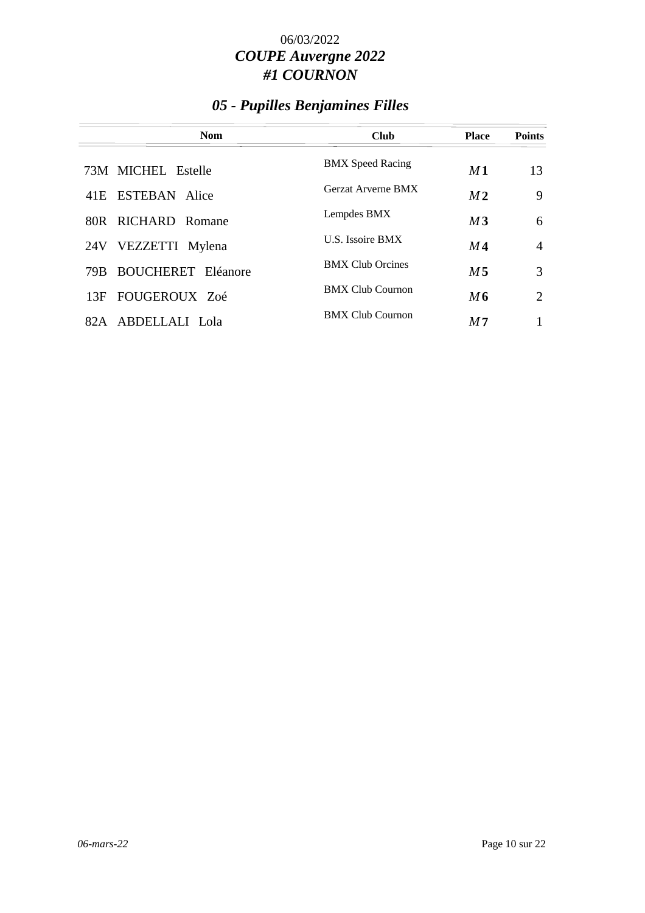06/03/2022

***COUPE Auvergne 2022***

***#1 COURNON***

## *05 - Pupilles Benjamines Filles*

| Nom | Club | Place | Points |
|---|---|---|---|
| 73M MICHEL Estelle | BMX Speed Racing | *M* **1** | 13 |
| 41E ESTEBAN Alice | Gerzat Arverne BMX | *M* **2** | 9 |
| 80R RICHARD Romane | Lempdes BMX | *M* **3** | 6 |
| 24V VEZZETTI Mylena | U.S. Issoire BMX | *M* **4** | 4 |
| 79B BOUCHERET Eléanore | BMX Club Orcines | *M* **5** | 3 |
| 13F FOUGEROUX Zoé | BMX Club Cournon | *M* **6** | 2 |
| 82A ABDELLALI Lola | BMX Club Cournon | *M* **7** | 1 |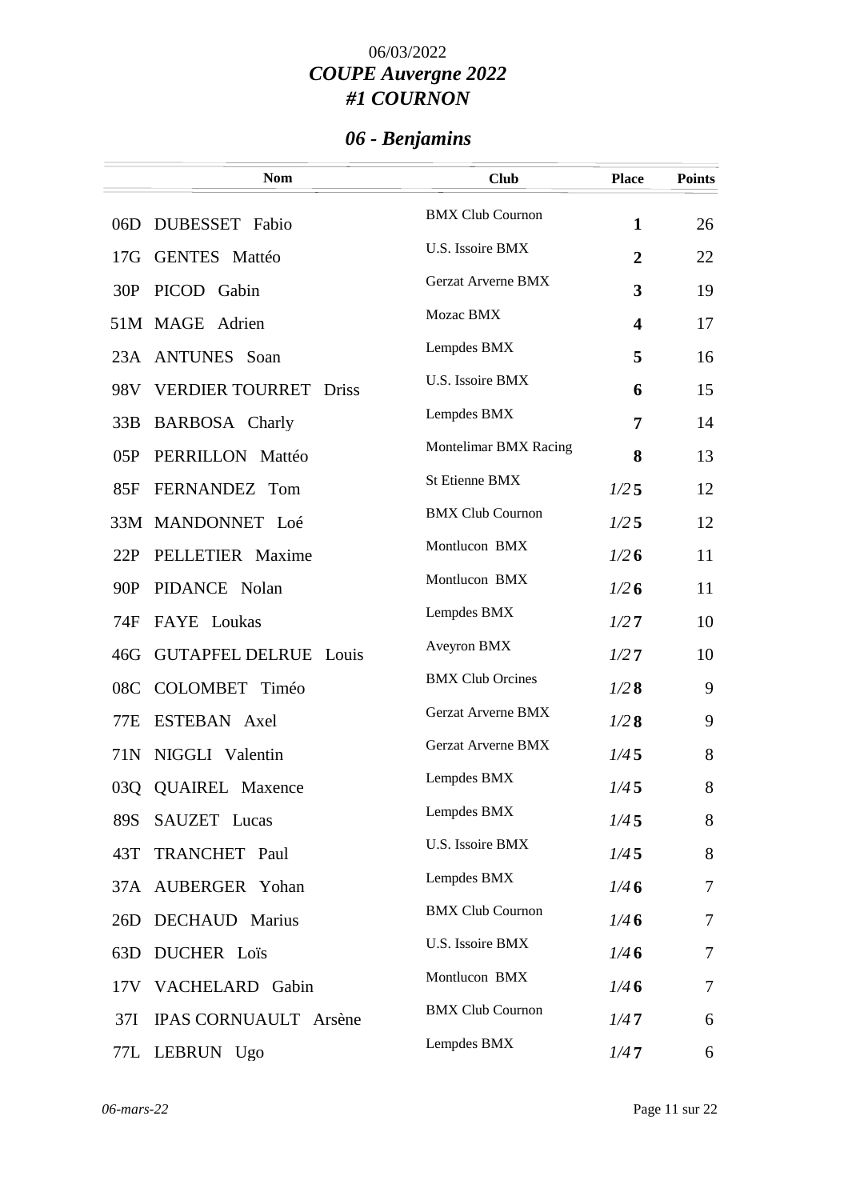06/03/2022

***COUPE Auvergne 2022***

***#1 COURNON***

## *06 - Benjamins*

| | Nom | Club | Place | Points |
|---|---|---|---|---|
| 06D | DUBESSET Fabio | BMX Club Cournon | **1** | 26 |
| 17G | GENTES Mattéo | U.S. Issoire BMX | **2** | 22 |
| 30P | PICOD Gabin | Gerzat Arverne BMX | **3** | 19 |
| 51M | MAGE Adrien | Mozac BMX | **4** | 17 |
| 23A | ANTUNES Soan | Lempdes BMX | **5** | 16 |
| 98V | VERDIER TOURRET Driss | U.S. Issoire BMX | **6** | 15 |
| 33B | BARBOSA Charly | Lempdes BMX | **7** | 14 |
| 05P | PERRILLON Mattéo | Montelimar BMX Racing | **8** | 13 |
| 85F | FERNANDEZ Tom | St Etienne BMX | *1/2* **5** | 12 |
| 33M | MANDONNET Loé | BMX Club Cournon | *1/2* **5** | 12 |
| 22P | PELLETIER Maxime | Montlucon BMX | *1/2* **6** | 11 |
| 90P | PIDANCE Nolan | Montlucon BMX | *1/2* **6** | 11 |
| 74F | FAYE Loukas | Lempdes BMX | *1/2* **7** | 10 |
| 46G | GUTAPFEL DELRUE Louis | Aveyron BMX | *1/2* **7** | 10 |
| 08C | COLOMBET Timéo | BMX Club Orcines | *1/2* **8** | 9 |
| 77E | ESTEBAN Axel | Gerzat Arverne BMX | *1/2* **8** | 9 |
| 71N | NIGGLI Valentin | Gerzat Arverne BMX | *1/4* **5** | 8 |
| 03Q | QUAIREL Maxence | Lempdes BMX | *1/4* **5** | 8 |
| 89S | SAUZET Lucas | Lempdes BMX | *1/4* **5** | 8 |
| 43T | TRANCHET Paul | U.S. Issoire BMX | *1/4* **5** | 8 |
| 37A | AUBERGER Yohan | Lempdes BMX | *1/4* **6** | 7 |
| 26D | DECHAUD Marius | BMX Club Cournon | *1/4* **6** | 7 |
| 63D | DUCHER Loïs | U.S. Issoire BMX | *1/4* **6** | 7 |
| 17V | VACHELARD Gabin | Montlucon BMX | *1/4* **6** | 7 |
| 37I | IPAS CORNUAULT Arsène | BMX Club Cournon | *1/4* **7** | 6 |
| 77L | LEBRUN Ugo | Lempdes BMX | *1/4* **7** | 6 |

*06-mars-22*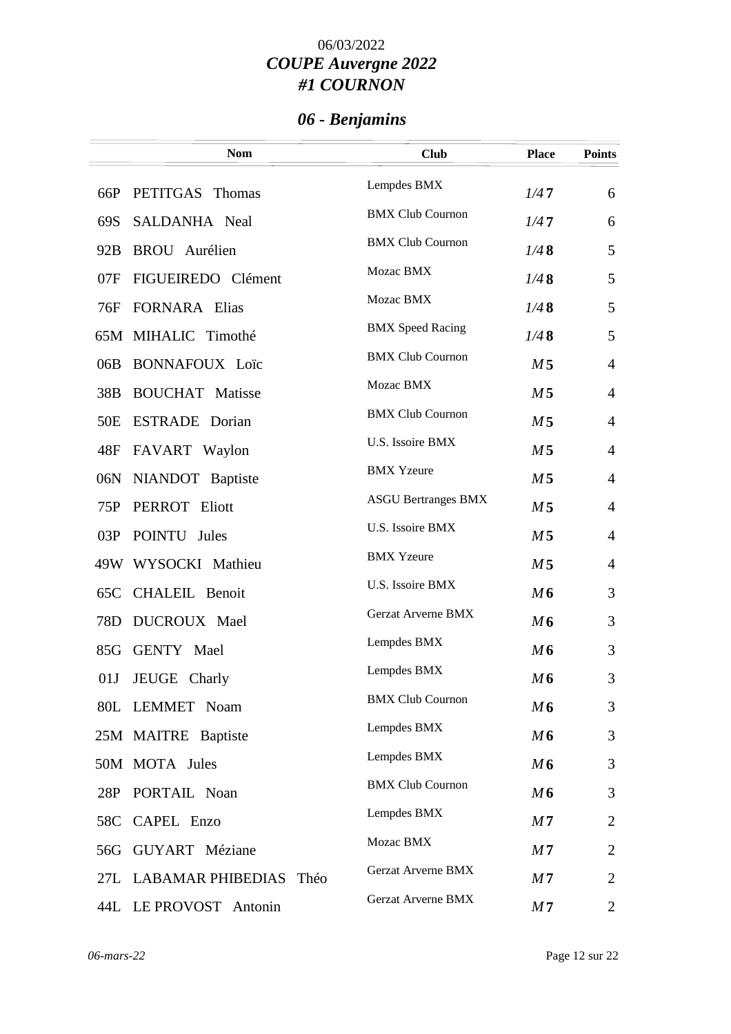06/03/2022

***COUPE Auvergne 2022***

***#1 COURNON***

## *06 - Benjamins*

| | Nom | Club | Place | Points |
|---|---|---|---|---|
| 66P | PETITGAS Thomas | Lempdes BMX | *1/4* **7** | 6 |
| 69S | SALDANHA Neal | BMX Club Cournon | *1/4* **7** | 6 |
| 92B | BROU Aurélien | BMX Club Cournon | *1/4* **8** | 5 |
| 07F | FIGUEIREDO Clément | Mozac BMX | *1/4* **8** | 5 |
| 76F | FORNARA Elias | Mozac BMX | *1/4* **8** | 5 |
| 65M | MIHALIC Timothé | BMX Speed Racing | *1/4* **8** | 5 |
| 06B | BONNAFOUX Loïc | BMX Club Cournon | *M* **5** | 4 |
| 38B | BOUCHAT Matisse | Mozac BMX | *M* **5** | 4 |
| 50E | ESTRADE Dorian | BMX Club Cournon | *M* **5** | 4 |
| 48F | FAVART Waylon | U.S. Issoire BMX | *M* **5** | 4 |
| 06N | NIANDOT Baptiste | BMX Yzeure | *M* **5** | 4 |
| 75P | PERROT Eliott | ASGU Bertranges BMX | *M* **5** | 4 |
| 03P | POINTU Jules | U.S. Issoire BMX | *M* **5** | 4 |
| 49W | WYSOCKI Mathieu | BMX Yzeure | *M* **5** | 4 |
| 65C | CHALEIL Benoit | U.S. Issoire BMX | *M* **6** | 3 |
| 78D | DUCROUX Mael | Gerzat Arverne BMX | *M* **6** | 3 |
| 85G | GENTY Mael | Lempdes BMX | *M* **6** | 3 |
| 01J | JEUGE Charly | Lempdes BMX | *M* **6** | 3 |
| 80L | LEMMET Noam | BMX Club Cournon | *M* **6** | 3 |
| 25M | MAITRE Baptiste | Lempdes BMX | *M* **6** | 3 |
| 50M | MOTA Jules | Lempdes BMX | *M* **6** | 3 |
| 28P | PORTAIL Noan | BMX Club Cournon | *M* **6** | 3 |
| 58C | CAPEL Enzo | Lempdes BMX | *M* **7** | 2 |
| 56G | GUYART Méziane | Mozac BMX | *M* **7** | 2 |
| 27L | LABAMAR PHIBEDIAS Théo | Gerzat Arverne BMX | *M* **7** | 2 |
| 44L | LE PROVOST Antonin | Gerzat Arverne BMX | *M* **7** | 2 |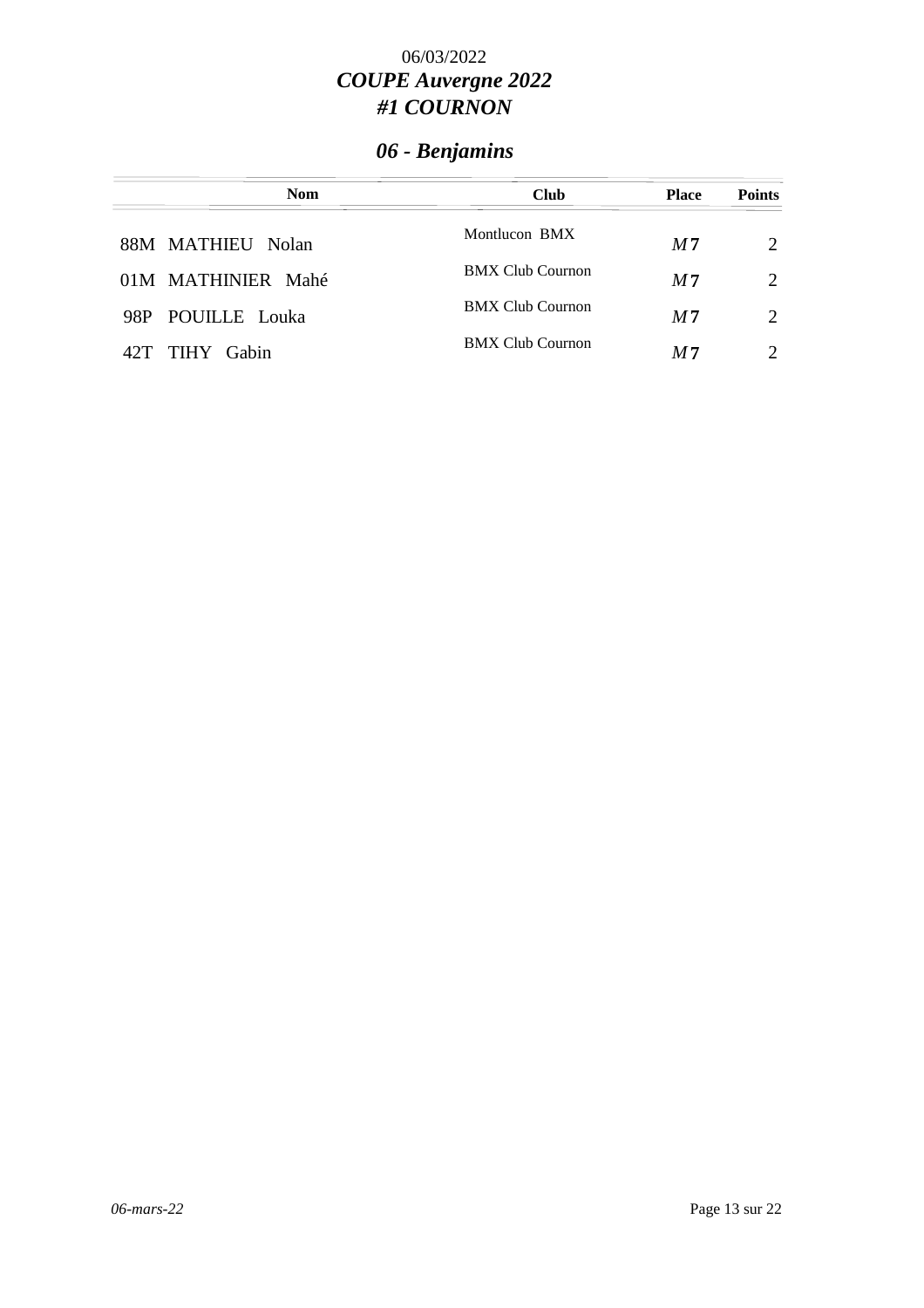06/03/2022

***COUPE Auvergne 2022***

***#1 COURNON***

## *06 - Benjamins*

| Nom | Club | Place | Points |
|---|---|---|---|
| 88M MATHIEU Nolan | Montlucon BMX | *M* **7** | 2 |
| 01M MATHINIER Mahé | BMX Club Cournon | *M* **7** | 2 |
| 98P POUILLE Louka | BMX Club Cournon | *M* **7** | 2 |
| 42T TIHY Gabin | BMX Club Cournon | *M* **7** | 2 |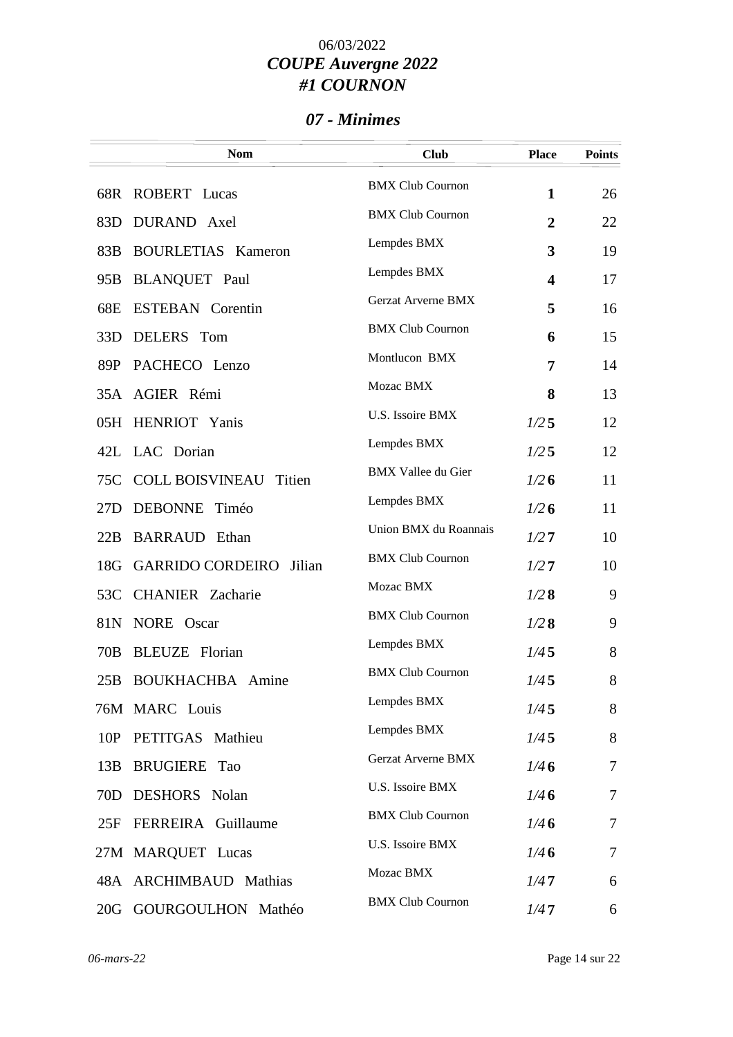06/03/2022

# *COUPE Auvergne 2022*
# *#1 COURNON*

## *07 - Minimes*

| | Nom | Club | Place | Points |
|---|---|---|---|---|
| 68R | ROBERT Lucas | BMX Club Cournon | **1** | 26 |
| 83D | DURAND Axel | BMX Club Cournon | **2** | 22 |
| 83B | BOURLETIAS Kameron | Lempdes BMX | **3** | 19 |
| 95B | BLANQUET Paul | Lempdes BMX | **4** | 17 |
| 68E | ESTEBAN Corentin | Gerzat Arverne BMX | **5** | 16 |
| 33D | DELERS Tom | BMX Club Cournon | **6** | 15 |
| 89P | PACHECO Lenzo | Montlucon BMX | **7** | 14 |
| 35A | AGIER Rémi | Mozac BMX | **8** | 13 |
| 05H | HENRIOT Yanis | U.S. Issoire BMX | *1/2* **5** | 12 |
| 42L | LAC Dorian | Lempdes BMX | *1/2* **5** | 12 |
| 75C | COLL BOISVINEAU Titien | BMX Vallee du Gier | *1/2* **6** | 11 |
| 27D | DEBONNE Timéo | Lempdes BMX | *1/2* **6** | 11 |
| 22B | BARRAUD Ethan | Union BMX du Roannais | *1/2* **7** | 10 |
| 18G | GARRIDO CORDEIRO Jilian | BMX Club Cournon | *1/2* **7** | 10 |
| 53C | CHANIER Zacharie | Mozac BMX | *1/2* **8** | 9 |
| 81N | NORE Oscar | BMX Club Cournon | *1/2* **8** | 9 |
| 70B | BLEUZE Florian | Lempdes BMX | *1/4* **5** | 8 |
| 25B | BOUKHACHBA Amine | BMX Club Cournon | *1/4* **5** | 8 |
| 76M | MARC Louis | Lempdes BMX | *1/4* **5** | 8 |
| 10P | PETITGAS Mathieu | Lempdes BMX | *1/4* **5** | 8 |
| 13B | BRUGIERE Tao | Gerzat Arverne BMX | *1/4* **6** | 7 |
| 70D | DESHORS Nolan | U.S. Issoire BMX | *1/4* **6** | 7 |
| 25F | FERREIRA Guillaume | BMX Club Cournon | *1/4* **6** | 7 |
| 27M | MARQUET Lucas | U.S. Issoire BMX | *1/4* **6** | 7 |
| 48A | ARCHIMBAUD Mathias | Mozac BMX | *1/4* **7** | 6 |
| 20G | GOURGOULHON Mathéo | BMX Club Cournon | *1/4* **7** | 6 |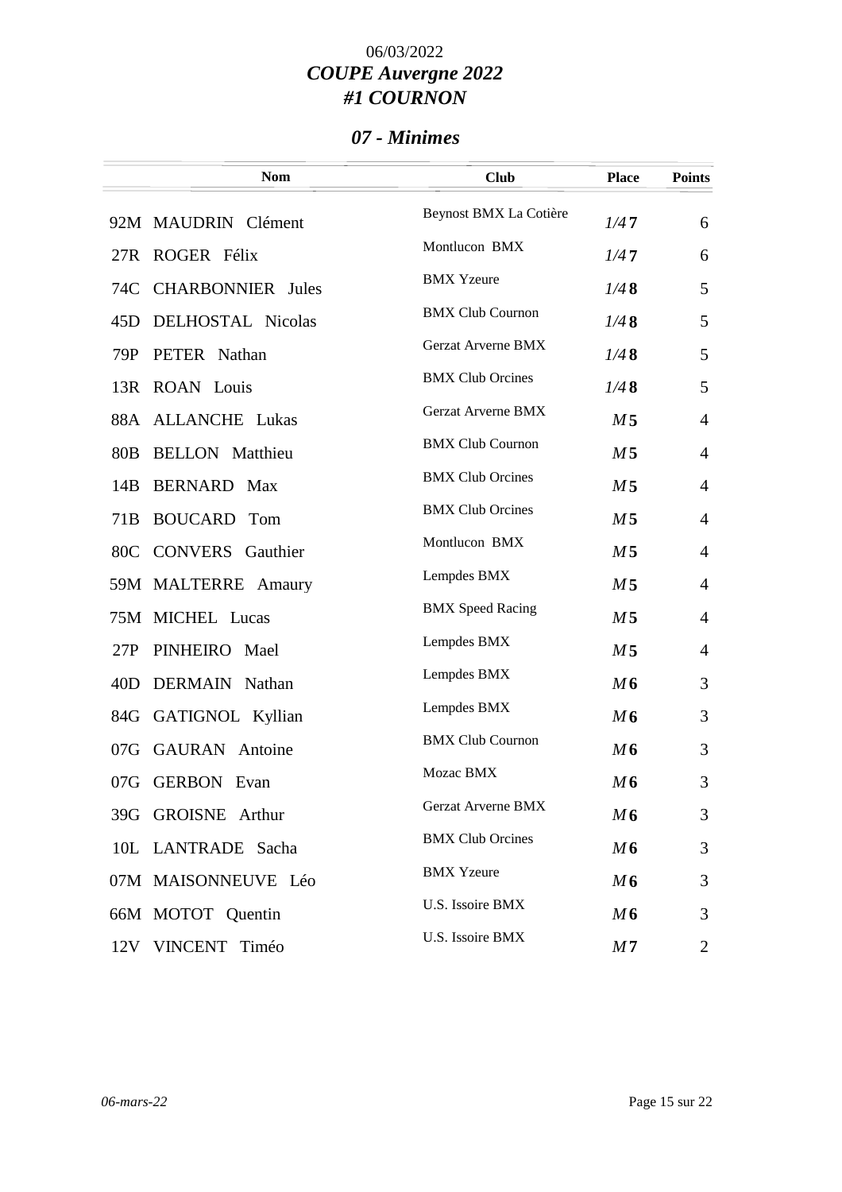06/03/2022

***COUPE Auvergne 2022***

***#1 COURNON***

## *07 - Minimes*

| | Nom | Club | Place | Points |
|---|---|---|---|---|
| 92M | MAUDRIN Clément | Beynost BMX La Cotière | *1/4* **7** | 6 |
| 27R | ROGER Félix | Montlucon BMX | *1/4* **7** | 6 |
| 74C | CHARBONNIER Jules | BMX Yzeure | *1/4* **8** | 5 |
| 45D | DELHOSTAL Nicolas | BMX Club Cournon | *1/4* **8** | 5 |
| 79P | PETER Nathan | Gerzat Arverne BMX | *1/4* **8** | 5 |
| 13R | ROAN Louis | BMX Club Orcines | *1/4* **8** | 5 |
| 88A | ALLANCHE Lukas | Gerzat Arverne BMX | *M* **5** | 4 |
| 80B | BELLON Matthieu | BMX Club Cournon | *M* **5** | 4 |
| 14B | BERNARD Max | BMX Club Orcines | *M* **5** | 4 |
| 71B | BOUCARD Tom | BMX Club Orcines | *M* **5** | 4 |
| 80C | CONVERS Gauthier | Montlucon BMX | *M* **5** | 4 |
| 59M | MALTERRE Amaury | Lempdes BMX | *M* **5** | 4 |
| 75M | MICHEL Lucas | BMX Speed Racing | *M* **5** | 4 |
| 27P | PINHEIRO Mael | Lempdes BMX | *M* **5** | 4 |
| 40D | DERMAIN Nathan | Lempdes BMX | *M* **6** | 3 |
| 84G | GATIGNOL Kyllian | Lempdes BMX | *M* **6** | 3 |
| 07G | GAURAN Antoine | BMX Club Cournon | *M* **6** | 3 |
| 07G | GERBON Evan | Mozac BMX | *M* **6** | 3 |
| 39G | GROISNE Arthur | Gerzat Arverne BMX | *M* **6** | 3 |
| 10L | LANTRADE Sacha | BMX Club Orcines | *M* **6** | 3 |
| 07M | MAISONNEUVE Léo | BMX Yzeure | *M* **6** | 3 |
| 66M | MOTOT Quentin | U.S. Issoire BMX | *M* **6** | 3 |
| 12V | VINCENT Timéo | U.S. Issoire BMX | *M* **7** | 2 |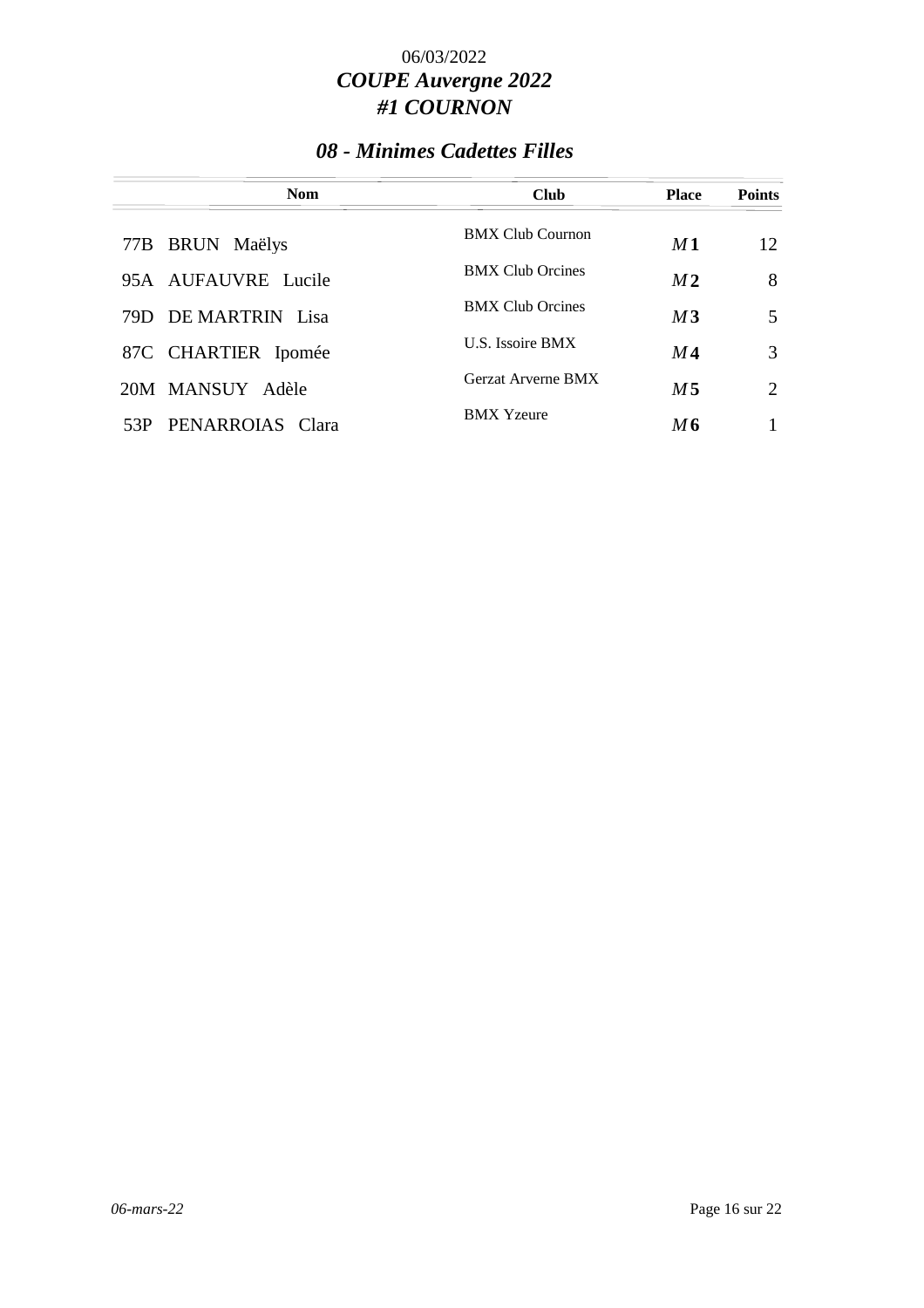06/03/2022

# *COUPE Auvergne 2022*
# *#1 COURNON*

## *08 - Minimes Cadettes Filles*

| | Nom | Club | Place | Points |
|---|---|---|---|---|
| 77B | BRUN Maëlys | BMX Club Cournon | *M* **1** | 12 |
| 95A | AUFAUVRE Lucile | BMX Club Orcines | *M* **2** | 8 |
| 79D | DE MARTRIN Lisa | BMX Club Orcines | *M* **3** | 5 |
| 87C | CHARTIER Ipomée | U.S. Issoire BMX | *M* **4** | 3 |
| 20M | MANSUY Adèle | Gerzat Arverne BMX | *M* **5** | 2 |
| 53P | PENARROIAS Clara | BMX Yzeure | *M* **6** | 1 |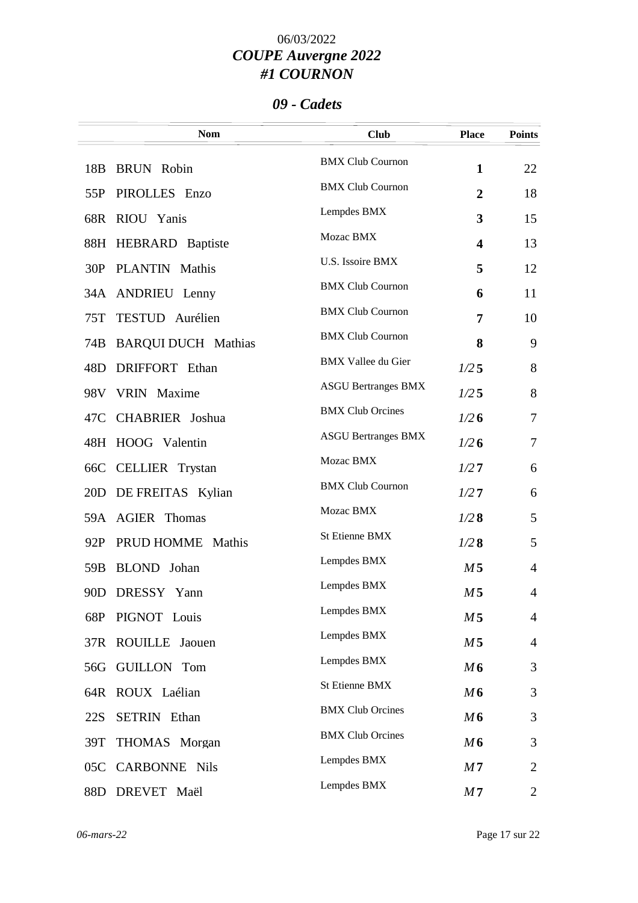06/03/2022

# *COUPE Auvergne 2022*
# *#1 COURNON*

## *09 - Cadets*

| | Nom | Club | Place | Points |
|---|---|---|---|---|
| 18B | BRUN Robin | BMX Club Cournon | **1** | 22 |
| 55P | PIROLLES Enzo | BMX Club Cournon | **2** | 18 |
| 68R | RIOU Yanis | Lempdes BMX | **3** | 15 |
| 88H | HEBRARD Baptiste | Mozac BMX | **4** | 13 |
| 30P | PLANTIN Mathis | U.S. Issoire BMX | **5** | 12 |
| 34A | ANDRIEU Lenny | BMX Club Cournon | **6** | 11 |
| 75T | TESTUD Aurélien | BMX Club Cournon | **7** | 10 |
| 74B | BARQUI DUCH Mathias | BMX Club Cournon | **8** | 9 |
| 48D | DRIFFORT Ethan | BMX Vallee du Gier | *1/2* **5** | 8 |
| 98V | VRIN Maxime | ASGU Bertranges BMX | *1/2* **5** | 8 |
| 47C | CHABRIER Joshua | BMX Club Orcines | *1/2* **6** | 7 |
| 48H | HOOG Valentin | ASGU Bertranges BMX | *1/2* **6** | 7 |
| 66C | CELLIER Trystan | Mozac BMX | *1/2* **7** | 6 |
| 20D | DE FREITAS Kylian | BMX Club Cournon | *1/2* **7** | 6 |
| 59A | AGIER Thomas | Mozac BMX | *1/2* **8** | 5 |
| 92P | PRUD HOMME Mathis | St Etienne BMX | *1/2* **8** | 5 |
| 59B | BLOND Johan | Lempdes BMX | *M* **5** | 4 |
| 90D | DRESSY Yann | Lempdes BMX | *M* **5** | 4 |
| 68P | PIGNOT Louis | Lempdes BMX | *M* **5** | 4 |
| 37R | ROUILLE Jaouen | Lempdes BMX | *M* **5** | 4 |
| 56G | GUILLON Tom | Lempdes BMX | *M* **6** | 3 |
| 64R | ROUX Laélian | St Etienne BMX | *M* **6** | 3 |
| 22S | SETRIN Ethan | BMX Club Orcines | *M* **6** | 3 |
| 39T | THOMAS Morgan | BMX Club Orcines | *M* **6** | 3 |
| 05C | CARBONNE Nils | Lempdes BMX | *M* **7** | 2 |
| 88D | DREVET Maël | Lempdes BMX | *M* **7** | 2 |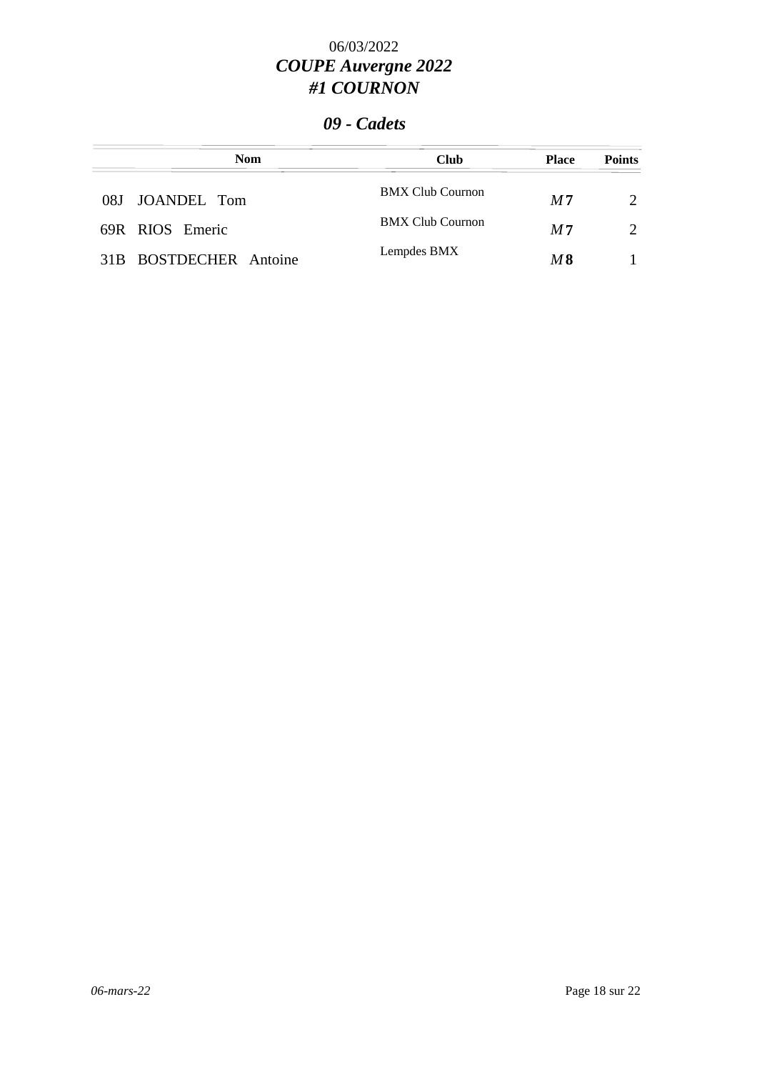06/03/2022

# *COUPE Auvergne 2022*
# *#1 COURNON*

## *09 - Cadets*

| | Nom | Club | Place | Points |
|---|---|---|---|---|
| 08J | JOANDEL Tom | BMX Club Cournon | *M* **7** | 2 |
| 69R | RIOS Emeric | BMX Club Cournon | *M* **7** | 2 |
| 31B | BOSTDECHER Antoine | Lempdes BMX | *M* **8** | 1 |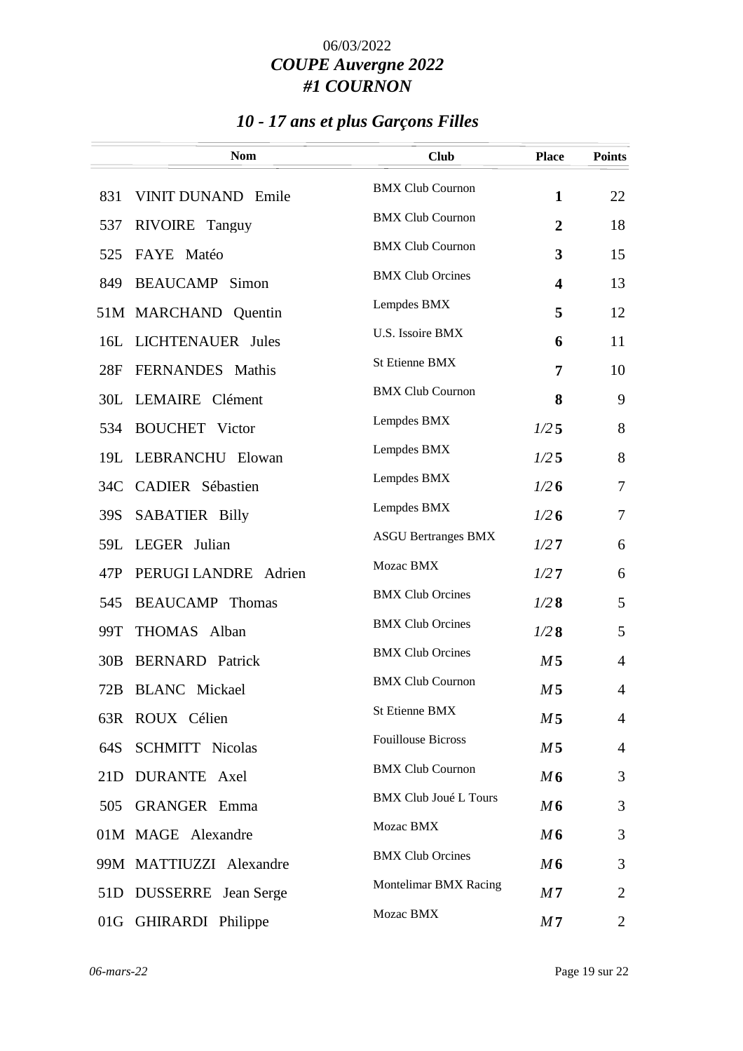06/03/2022

***COUPE Auvergne 2022***

***#1 COURNON***

## *10 - 17 ans et plus Garçons Filles*

| | Nom | Club | Place | Points |
|---|---|---|---|---|
| 831 | VINIT DUNAND Emile | BMX Club Cournon | **1** | 22 |
| 537 | RIVOIRE Tanguy | BMX Club Cournon | **2** | 18 |
| 525 | FAYE Matéo | BMX Club Cournon | **3** | 15 |
| 849 | BEAUCAMP Simon | BMX Club Orcines | **4** | 13 |
| 51M | MARCHAND Quentin | Lempdes BMX | **5** | 12 |
| 16L | LICHTENAUER Jules | U.S. Issoire BMX | **6** | 11 |
| 28F | FERNANDES Mathis | St Etienne BMX | **7** | 10 |
| 30L | LEMAIRE Clément | BMX Club Cournon | **8** | 9 |
| 534 | BOUCHET Victor | Lempdes BMX | *1/2* **5** | 8 |
| 19L | LEBRANCHU Elowan | Lempdes BMX | *1/2* **5** | 8 |
| 34C | CADIER Sébastien | Lempdes BMX | *1/2* **6** | 7 |
| 39S | SABATIER Billy | Lempdes BMX | *1/2* **6** | 7 |
| 59L | LEGER Julian | ASGU Bertranges BMX | *1/2* **7** | 6 |
| 47P | PERUGI LANDRE Adrien | Mozac BMX | *1/2* **7** | 6 |
| 545 | BEAUCAMP Thomas | BMX Club Orcines | *1/2* **8** | 5 |
| 99T | THOMAS Alban | BMX Club Orcines | *1/2* **8** | 5 |
| 30B | BERNARD Patrick | BMX Club Orcines | *M* **5** | 4 |
| 72B | BLANC Mickael | BMX Club Cournon | *M* **5** | 4 |
| 63R | ROUX Célien | St Etienne BMX | *M* **5** | 4 |
| 64S | SCHMITT Nicolas | Fouillouse Bicross | *M* **5** | 4 |
| 21D | DURANTE Axel | BMX Club Cournon | *M* **6** | 3 |
| 505 | GRANGER Emma | BMX Club Joué L Tours | *M* **6** | 3 |
| 01M | MAGE Alexandre | Mozac BMX | *M* **6** | 3 |
| 99M | MATTIUZZI Alexandre | BMX Club Orcines | *M* **6** | 3 |
| 51D | DUSSERRE Jean Serge | Montelimar BMX Racing | *M* **7** | 2 |
| 01G | GHIRARDI Philippe | Mozac BMX | *M* **7** | 2 |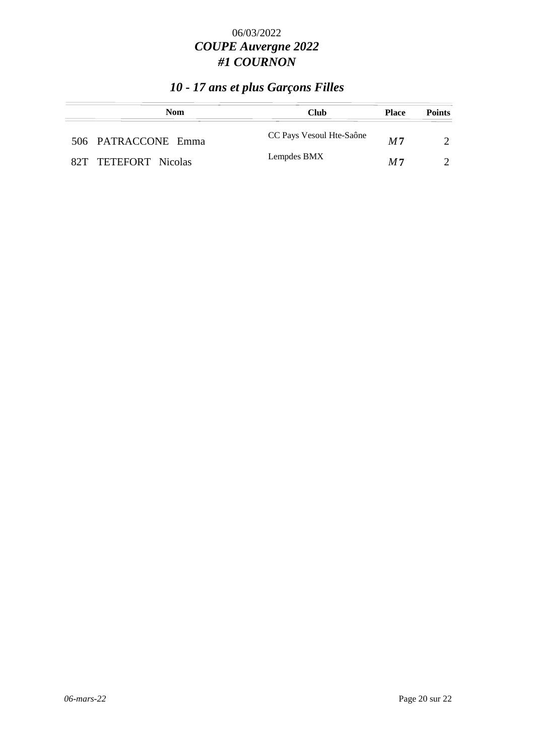06/03/2022

***COUPE Auvergne 2022***

***#1 COURNON***

## *10 - 17 ans et plus Garçons Filles*

| | Nom | Club | Place | Points |
|---|---|---|---|---|
| 506 | PATRACCONE Emma | CC Pays Vesoul Hte-Saône | *M* **7** | 2 |
| 82T | TETEFORT Nicolas | Lempdes BMX | *M* **7** | 2 |

*06-mars-22*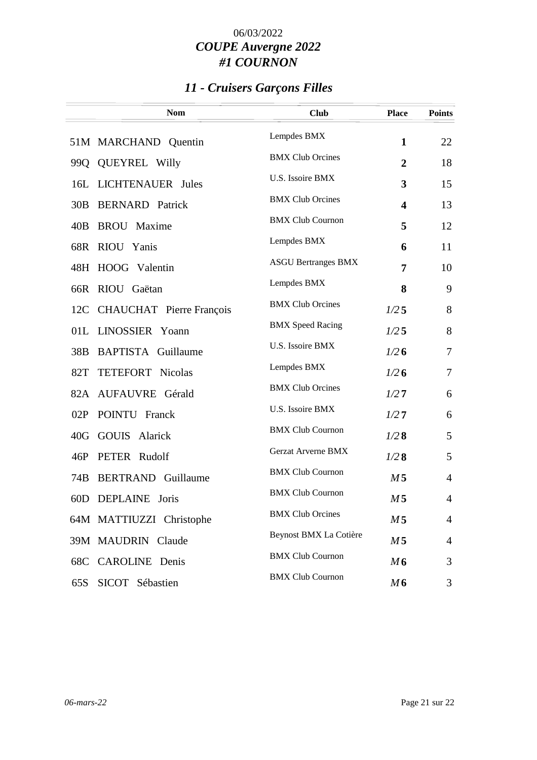06/03/2022

***COUPE Auvergne 2022***

***#1 COURNON***

## *11 - Cruisers Garçons Filles*

| | Nom | Club | Place | Points |
|---|---|---|---|---|
| 51M | MARCHAND Quentin | Lempdes BMX | **1** | 22 |
| 99Q | QUEYREL Willy | BMX Club Orcines | **2** | 18 |
| 16L | LICHTENAUER Jules | U.S. Issoire BMX | **3** | 15 |
| 30B | BERNARD Patrick | BMX Club Orcines | **4** | 13 |
| 40B | BROU Maxime | BMX Club Cournon | **5** | 12 |
| 68R | RIOU Yanis | Lempdes BMX | **6** | 11 |
| 48H | HOOG Valentin | ASGU Bertranges BMX | **7** | 10 |
| 66R | RIOU Gaëtan | Lempdes BMX | **8** | 9 |
| 12C | CHAUCHAT Pierre François | BMX Club Orcines | *1/2* **5** | 8 |
| 01L | LINOSSIER Yoann | BMX Speed Racing | *1/2* **5** | 8 |
| 38B | BAPTISTA Guillaume | U.S. Issoire BMX | *1/2* **6** | 7 |
| 82T | TETEFORT Nicolas | Lempdes BMX | *1/2* **6** | 7 |
| 82A | AUFAUVRE Gérald | BMX Club Orcines | *1/2* **7** | 6 |
| 02P | POINTU Franck | U.S. Issoire BMX | *1/2* **7** | 6 |
| 40G | GOUIS Alarick | BMX Club Cournon | *1/2* **8** | 5 |
| 46P | PETER Rudolf | Gerzat Arverne BMX | *1/2* **8** | 5 |
| 74B | BERTRAND Guillaume | BMX Club Cournon | *M* **5** | 4 |
| 60D | DEPLAINE Joris | BMX Club Cournon | *M* **5** | 4 |
| 64M | MATTIUZZI Christophe | BMX Club Orcines | *M* **5** | 4 |
| 39M | MAUDRIN Claude | Beynost BMX La Cotière | *M* **5** | 4 |
| 68C | CAROLINE Denis | BMX Club Cournon | *M* **6** | 3 |
| 65S | SICOT Sébastien | BMX Club Cournon | *M* **6** | 3 |

*06-mars-22*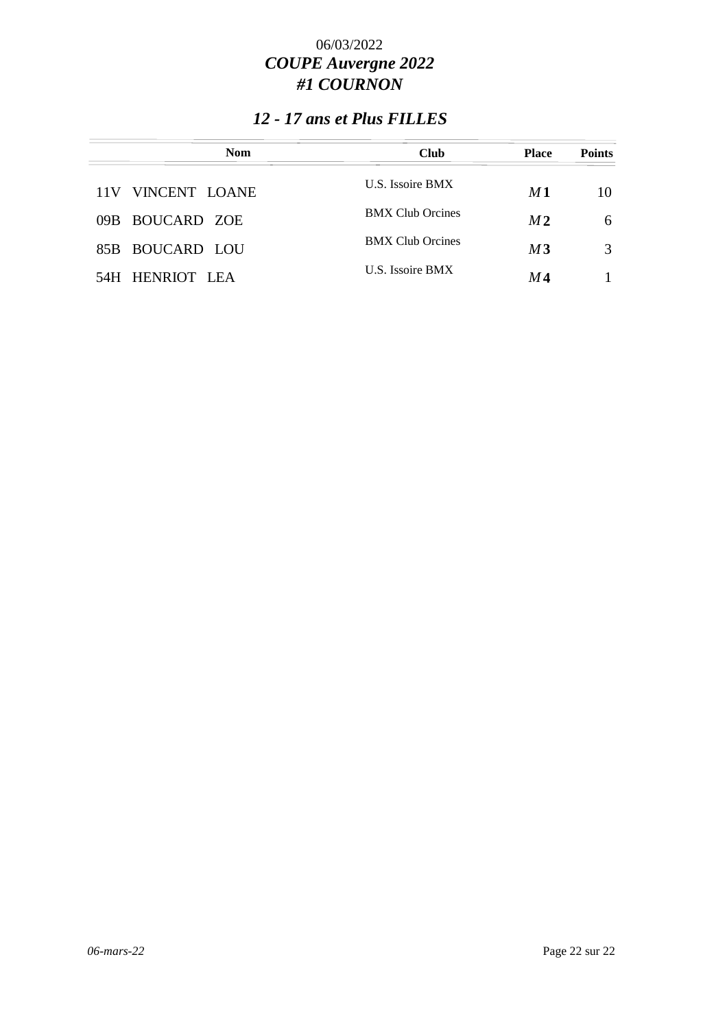06/03/2022

***COUPE Auvergne 2022***

***#1 COURNON***

## *12 - 17 ans et Plus FILLES*

| Nom | Club | Place | Points |
|---|---|---|---|
| 11V VINCENT LOANE | U.S. Issoire BMX | *M* **1** | 10 |
| 09B BOUCARD ZOE | BMX Club Orcines | *M* **2** | 6 |
| 85B BOUCARD LOU | BMX Club Orcines | *M* **3** | 3 |
| 54H HENRIOT LEA | U.S. Issoire BMX | *M* **4** | 1 |